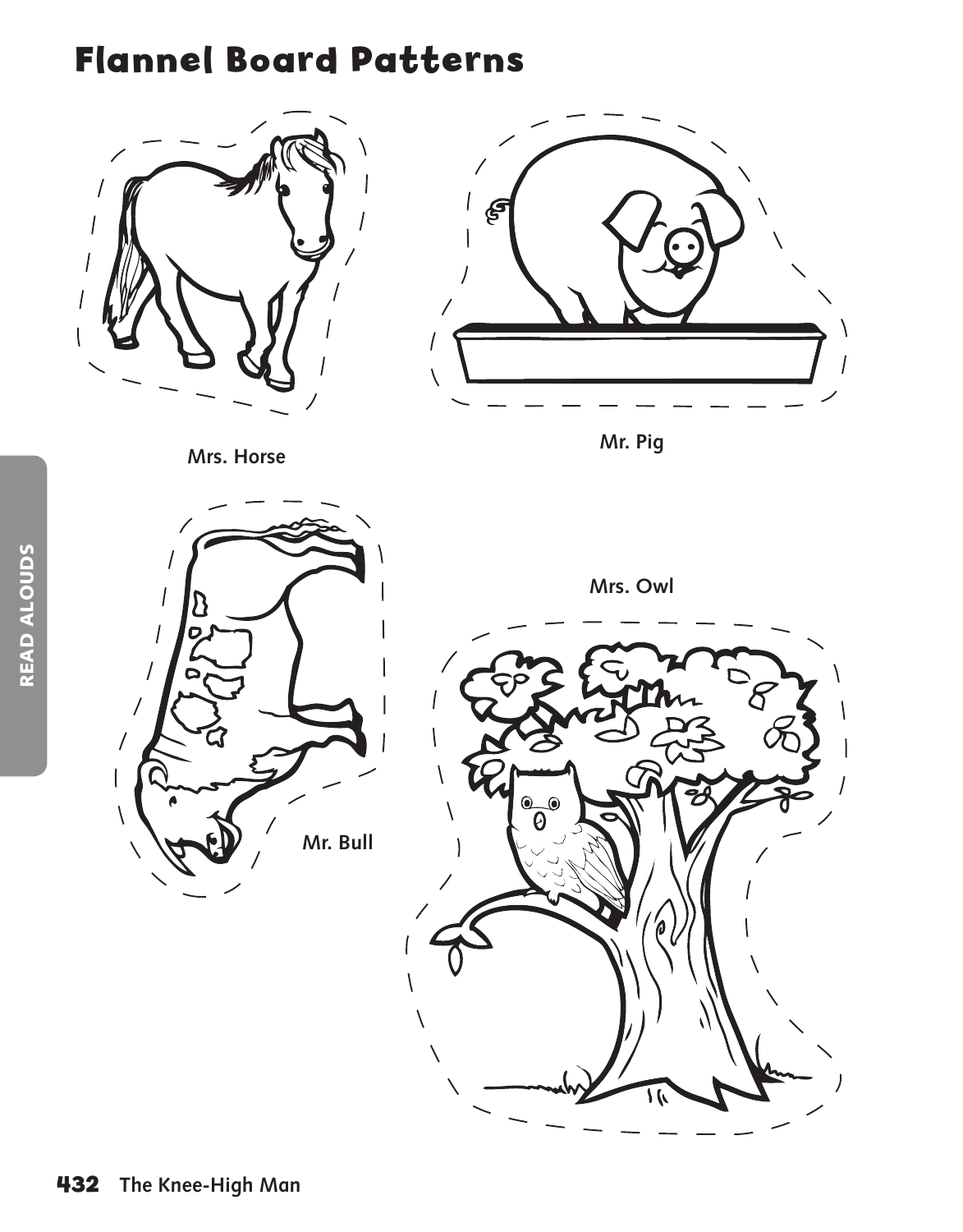# Flannel Board Patterns

Mrs. Horse

Mr. Pig

Mr. Bull

Mrs. Owl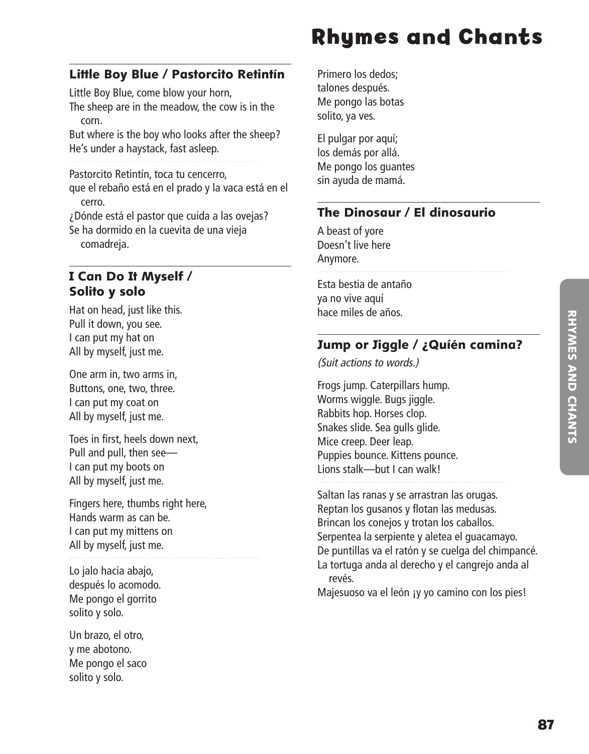# Rhymes and Chants

## Little Boy Blue / Pastorcito Retintín

Little Boy Blue, come blow your horn,
The sheep are in the meadow, the cow is in the corn.
But where is the boy who looks after the sheep?
He's under a haystack, fast asleep.

Pastorcito Retintín, toca tu cencerro,
que el rebaño está en el prado y la vaca está en el cerro.
¿Dónde está el pastor que cuida a las ovejas?
Se ha dormido en la cuevita de una vieja comadreja.

## I Can Do It Myself / Solito y solo

Hat on head, just like this.
Pull it down, you see.
I can put my hat on
All by myself, just me.

One arm in, two arms in,
Buttons, one, two, three.
I can put my coat on
All by myself, just me.

Toes in first, heels down next,
Pull and pull, then see—
I can put my boots on
All by myself, just me.

Fingers here, thumbs right here,
Hands warm as can be.
I can put my mittens on
All by myself, just me.

Lo jalo hacia abajo,
después lo acomodo.
Me pongo el gorrito
solito y solo.

Un brazo, el otro,
y me abotono.
Me pongo el saco
solito y solo.

Primero los dedos;
talones después.
Me pongo las botas
solito, ya ves.

El pulgar por aquí;
los demás por allá.
Me pongo los guantes
sin ayuda de mamá.

## The Dinosaur / El dinosaurio

A beast of yore
Doesn't live here
Anymore.

Esta bestia de antaño
ya no vive aquí
hace miles de años.

## Jump or Jiggle / ¿Quién camina?

*(Suit actions to words.)*

Frogs jump. Caterpillars hump.
Worms wiggle. Bugs jiggle.
Rabbits hop. Horses clop.
Snakes slide. Sea gulls glide.
Mice creep. Deer leap.
Puppies bounce. Kittens pounce.
Lions stalk—but I can walk!

Saltan las ranas y se arrastran las orugas.
Reptan los gusanos y flotan las medusas.
Brincan los conejos y trotan los caballos.
Serpentea la serpiente y aletea el guacamayo.
De puntillas va el ratón y se cuelga del chimpancé.
La tortuga anda al derecho y el cangrejo anda al revés.
Majesuoso va el león ¡y yo camino con los pies!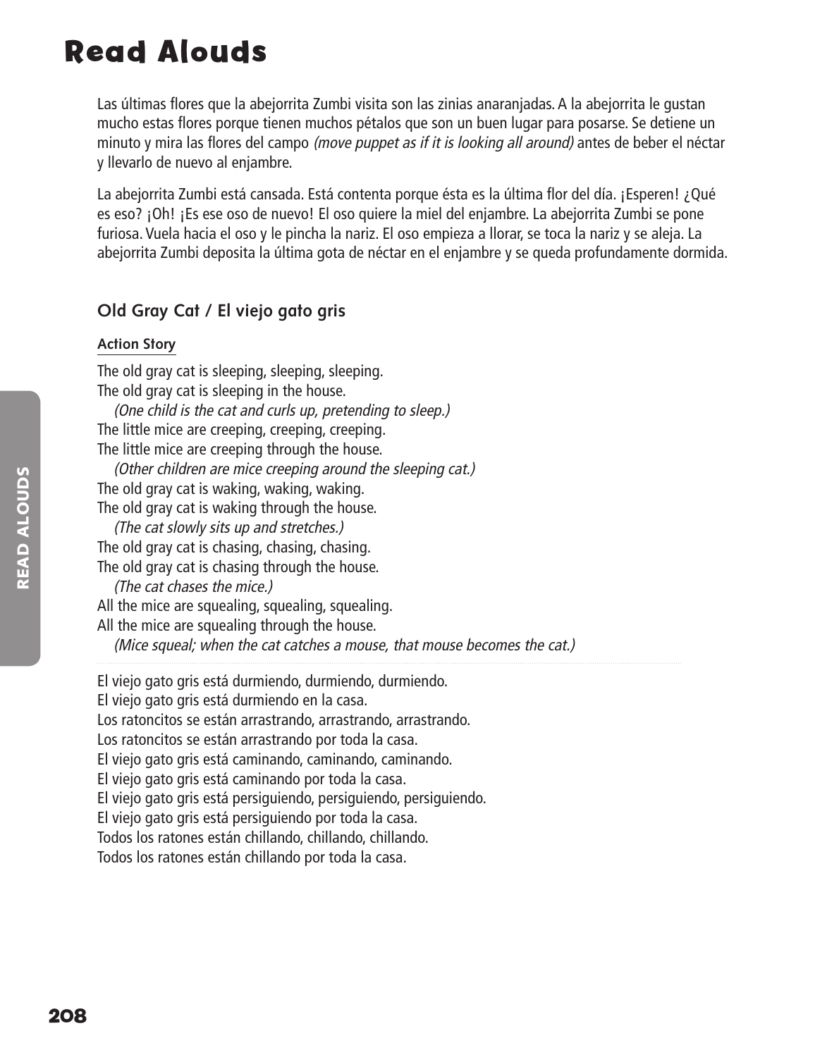Las últimas flores que la abejorrita Zumbi visita son las zinias anaranjadas. A la abejorrita le gustan mucho estas flores porque tienen muchos pétalos que son un buen lugar para posarse. Se detiene un minuto y mira las flores del campo *(move puppet as if it is looking all around)* antes de beber el néctar y llevarlo de nuevo al enjambre.

La abejorrita Zumbi está cansada. Está contenta porque ésta es la última flor del día. ¡Esperen! ¿Qué es eso? ¡Oh! ¡Es ese oso de nuevo! El oso quiere la miel del enjambre. La abejorrita Zumbi se pone furiosa. Vuela hacia el oso y le pincha la nariz. El oso empieza a llorar, se toca la nariz y se aleja. La abejorrita Zumbi deposita la última gota de néctar en el enjambre y se queda profundamente dormida.

## Old Gray Cat / El viejo gato gris

**Action Story**

The old gray cat is sleeping, sleeping, sleeping.
The old gray cat is sleeping in the house.
*(One child is the cat and curls up, pretending to sleep.)*
The little mice are creeping, creeping, creeping.
The little mice are creeping through the house.
*(Other children are mice creeping around the sleeping cat.)*
The old gray cat is waking, waking, waking.
The old gray cat is waking through the house.
*(The cat slowly sits up and stretches.)*
The old gray cat is chasing, chasing, chasing.
The old gray cat is chasing through the house.
*(The cat chases the mice.)*
All the mice are squealing, squealing, squealing.
All the mice are squealing through the house.
*(Mice squeal; when the cat catches a mouse, that mouse becomes the cat.)*

---

El viejo gato gris está durmiendo, durmiendo, durmiendo.
El viejo gato gris está durmiendo en la casa.
Los ratoncitos se están arrastrando, arrastrando, arrastrando.
Los ratoncitos se están arrastrando por toda la casa.
El viejo gato gris está caminando, caminando, caminando.
El viejo gato gris está caminando por toda la casa.
El viejo gato gris está persiguiendo, persiguiendo, persiguiendo.
El viejo gato gris está persiguiendo por toda la casa.
Todos los ratones están chillando, chillando, chillando.
Todos los ratones están chillando por toda la casa.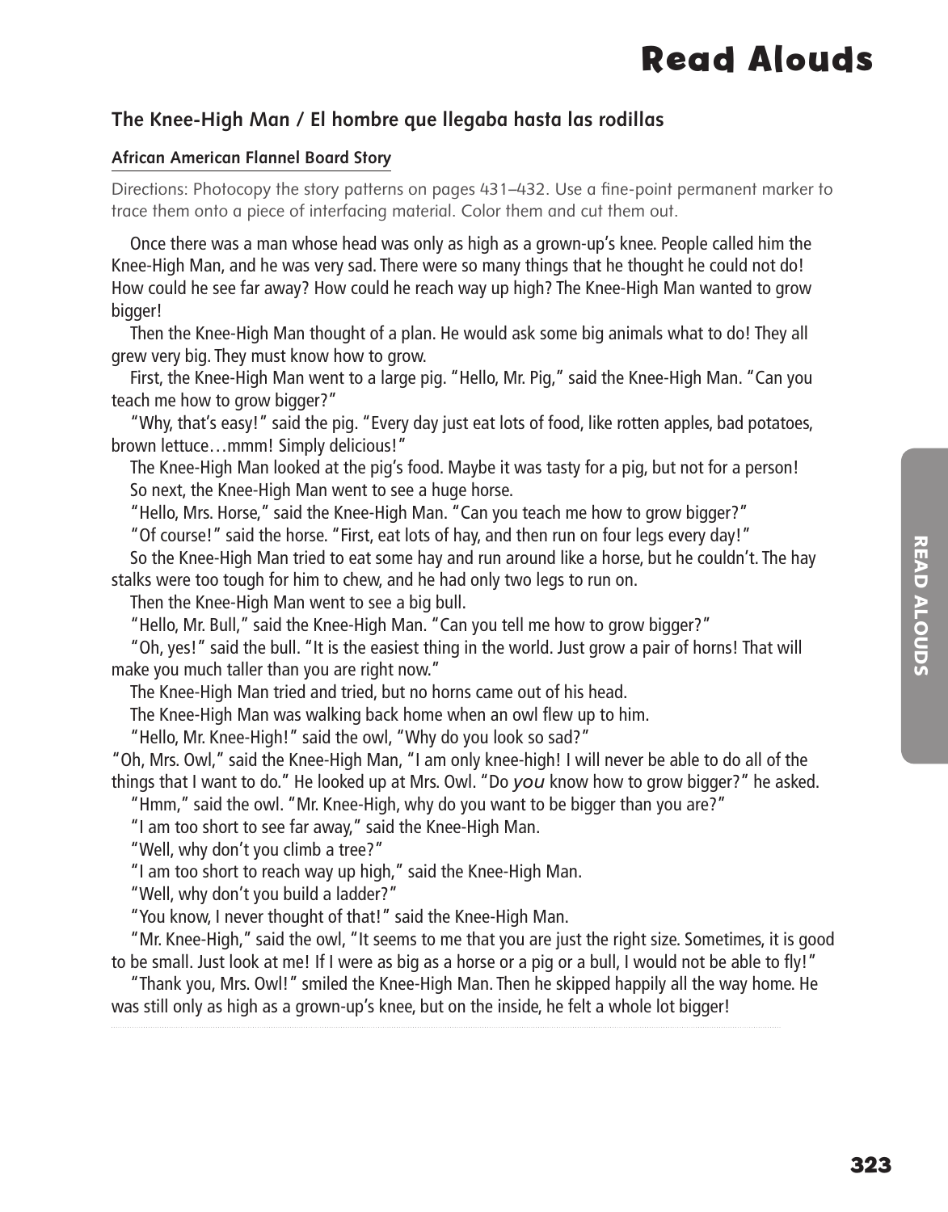## The Knee-High Man / El hombre que llegaba hasta las rodillas

### African American Flannel Board Story

Directions: Photocopy the story patterns on pages 431–432. Use a fine-point permanent marker to trace them onto a piece of interfacing material. Color them and cut them out.

Once there was a man whose head was only as high as a grown-up's knee. People called him the Knee-High Man, and he was very sad. There were so many things that he thought he could not do! How could he see far away? How could he reach way up high? The Knee-High Man wanted to grow bigger!

Then the Knee-High Man thought of a plan. He would ask some big animals what to do! They all grew very big. They must know how to grow.

First, the Knee-High Man went to a large pig. "Hello, Mr. Pig," said the Knee-High Man. "Can you teach me how to grow bigger?"

"Why, that's easy!" said the pig. "Every day just eat lots of food, like rotten apples, bad potatoes, brown lettuce…mmm! Simply delicious!"

The Knee-High Man looked at the pig's food. Maybe it was tasty for a pig, but not for a person!

So next, the Knee-High Man went to see a huge horse.

"Hello, Mrs. Horse," said the Knee-High Man. "Can you teach me how to grow bigger?"

"Of course!" said the horse. "First, eat lots of hay, and then run on four legs every day!"

So the Knee-High Man tried to eat some hay and run around like a horse, but he couldn't. The hay stalks were too tough for him to chew, and he had only two legs to run on.

Then the Knee-High Man went to see a big bull.

"Hello, Mr. Bull," said the Knee-High Man. "Can you tell me how to grow bigger?"

"Oh, yes!" said the bull. "It is the easiest thing in the world. Just grow a pair of horns! That will make you much taller than you are right now."

The Knee-High Man tried and tried, but no horns came out of his head.

The Knee-High Man was walking back home when an owl flew up to him.

"Hello, Mr. Knee-High!" said the owl, "Why do you look so sad?"

"Oh, Mrs. Owl," said the Knee-High Man, "I am only knee-high! I will never be able to do all of the things that I want to do." He looked up at Mrs. Owl. "Do *you* know how to grow bigger?" he asked.

"Hmm," said the owl. "Mr. Knee-High, why do you want to be bigger than you are?"

"I am too short to see far away," said the Knee-High Man.

"Well, why don't you climb a tree?"

"I am too short to reach way up high," said the Knee-High Man.

"Well, why don't you build a ladder?"

"You know, I never thought of that!" said the Knee-High Man.

"Mr. Knee-High," said the owl, "It seems to me that you are just the right size. Sometimes, it is good to be small. Just look at me! If I were as big as a horse or a pig or a bull, I would not be able to fly!"

"Thank you, Mrs. Owl!" smiled the Knee-High Man. Then he skipped happily all the way home. He was still only as high as a grown-up's knee, but on the inside, he felt a whole lot bigger!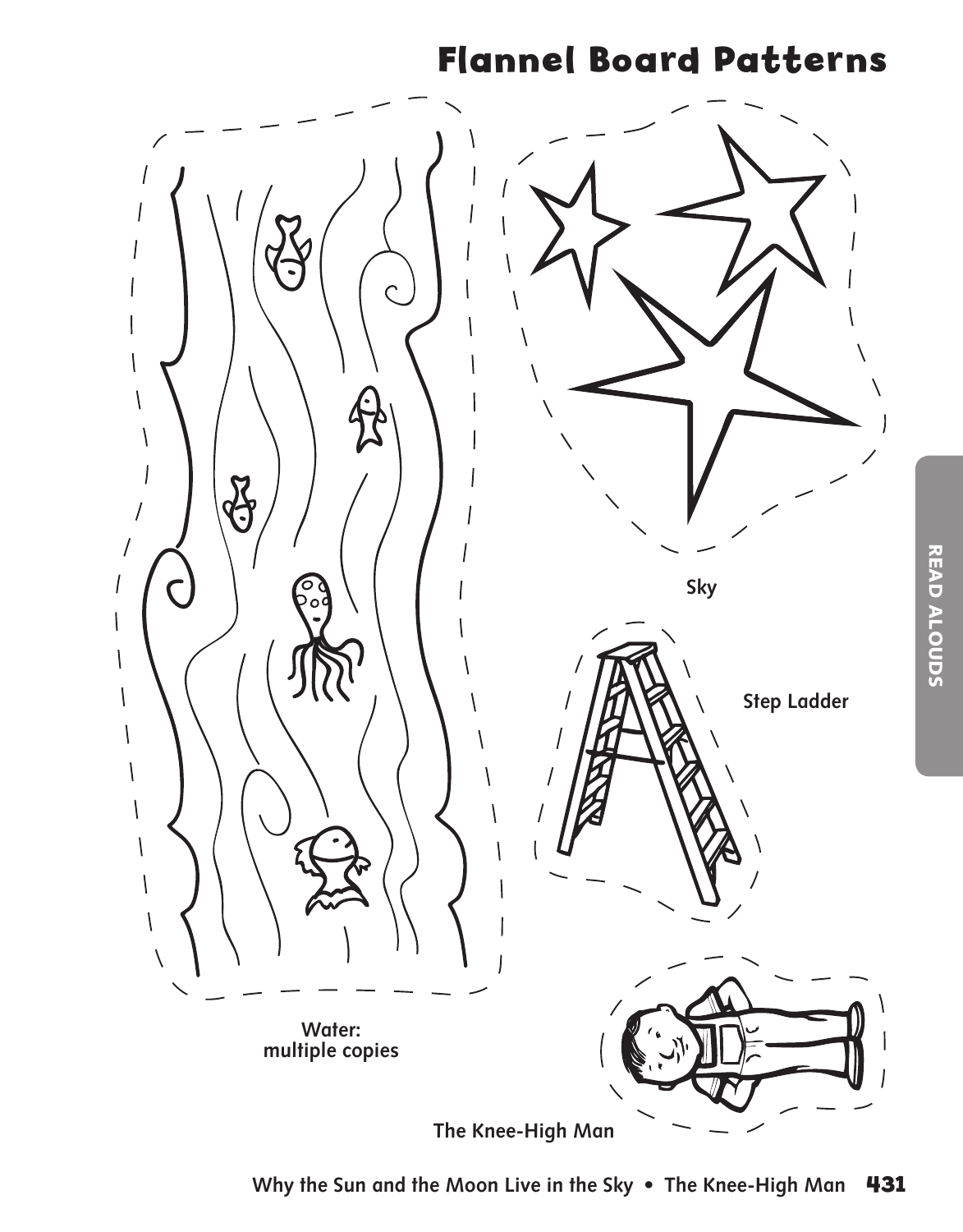# Flannel Board Patterns

Sky

Step Ladder

Water:
multiple copies

The Knee-High Man